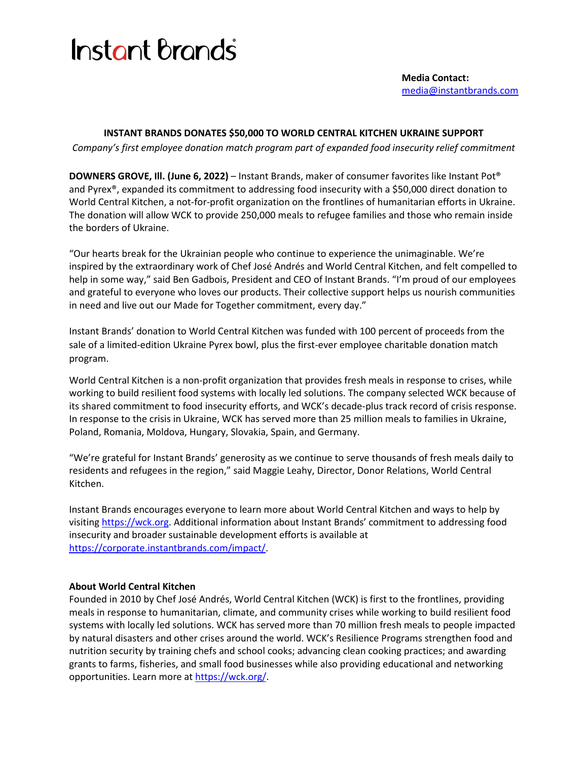# Instant Brands

**Media Contact:**
media@instantbrands.com

## INSTANT BRANDS DONATES $50,000 TO WORLD CENTRAL KITCHEN UKRAINE SUPPORT

*Company's first employee donation match program part of expanded food insecurity relief commitment*

**DOWNERS GROVE, Ill. (June 6, 2022)** – Instant Brands, maker of consumer favorites like Instant Pot® and Pyrex®, expanded its commitment to addressing food insecurity with a $50,000 direct donation to World Central Kitchen, a not-for-profit organization on the frontlines of humanitarian efforts in Ukraine. The donation will allow WCK to provide 250,000 meals to refugee families and those who remain inside the borders of Ukraine.

"Our hearts break for the Ukrainian people who continue to experience the unimaginable. We're inspired by the extraordinary work of Chef José Andrés and World Central Kitchen, and felt compelled to help in some way," said Ben Gadbois, President and CEO of Instant Brands. "I'm proud of our employees and grateful to everyone who loves our products. Their collective support helps us nourish communities in need and live out our Made for Together commitment, every day."

Instant Brands' donation to World Central Kitchen was funded with 100 percent of proceeds from the sale of a limited-edition Ukraine Pyrex bowl, plus the first-ever employee charitable donation match program.

World Central Kitchen is a non-profit organization that provides fresh meals in response to crises, while working to build resilient food systems with locally led solutions. The company selected WCK because of its shared commitment to food insecurity efforts, and WCK's decade-plus track record of crisis response. In response to the crisis in Ukraine, WCK has served more than 25 million meals to families in Ukraine, Poland, Romania, Moldova, Hungary, Slovakia, Spain, and Germany.

"We're grateful for Instant Brands' generosity as we continue to serve thousands of fresh meals daily to residents and refugees in the region," said Maggie Leahy, Director, Donor Relations, World Central Kitchen.

Instant Brands encourages everyone to learn more about World Central Kitchen and ways to help by visiting https://wck.org. Additional information about Instant Brands' commitment to addressing food insecurity and broader sustainable development efforts is available at https://corporate.instantbrands.com/impact/.

**About World Central Kitchen**

Founded in 2010 by Chef José Andrés, World Central Kitchen (WCK) is first to the frontlines, providing meals in response to humanitarian, climate, and community crises while working to build resilient food systems with locally led solutions. WCK has served more than 70 million fresh meals to people impacted by natural disasters and other crises around the world. WCK's Resilience Programs strengthen food and nutrition security by training chefs and school cooks; advancing clean cooking practices; and awarding grants to farms, fisheries, and small food businesses while also providing educational and networking opportunities. Learn more at https://wck.org/.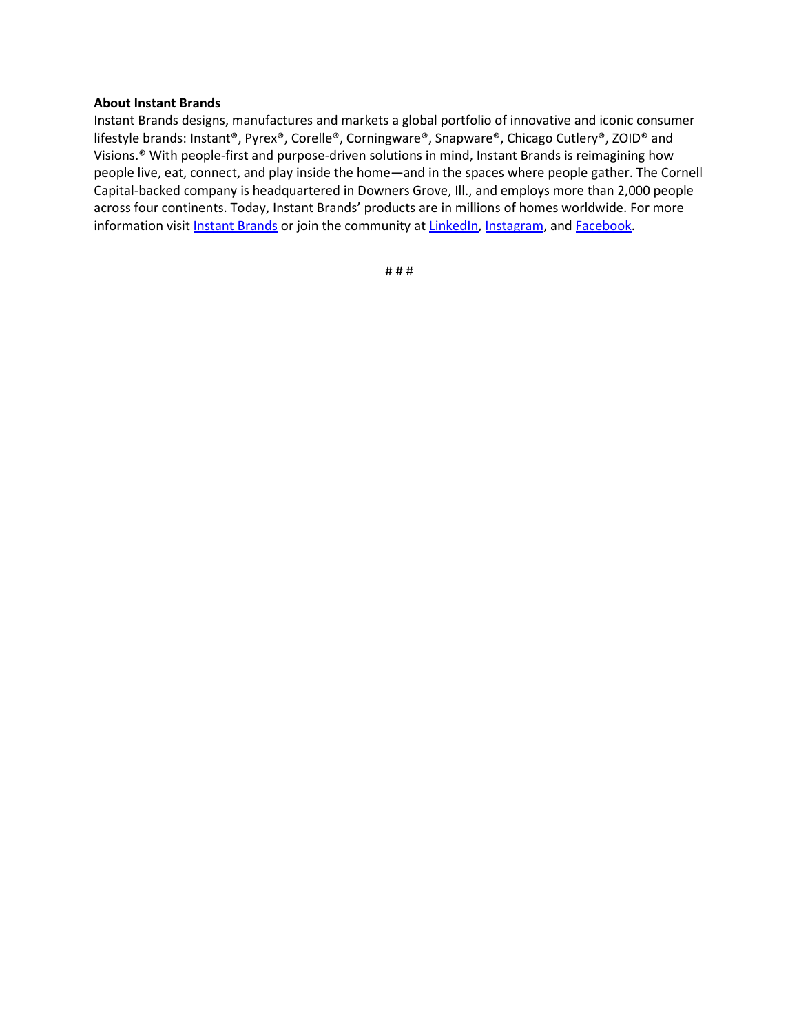**About Instant Brands**

Instant Brands designs, manufactures and markets a global portfolio of innovative and iconic consumer lifestyle brands: Instant®, Pyrex®, Corelle®, Corningware®, Snapware®, Chicago Cutlery®, ZOID® and Visions.® With people-first and purpose-driven solutions in mind, Instant Brands is reimagining how people live, eat, connect, and play inside the home—and in the spaces where people gather. The Cornell Capital-backed company is headquartered in Downers Grove, Ill., and employs more than 2,000 people across four continents. Today, Instant Brands' products are in millions of homes worldwide. For more information visit Instant Brands or join the community at LinkedIn, Instagram, and Facebook.

# # #